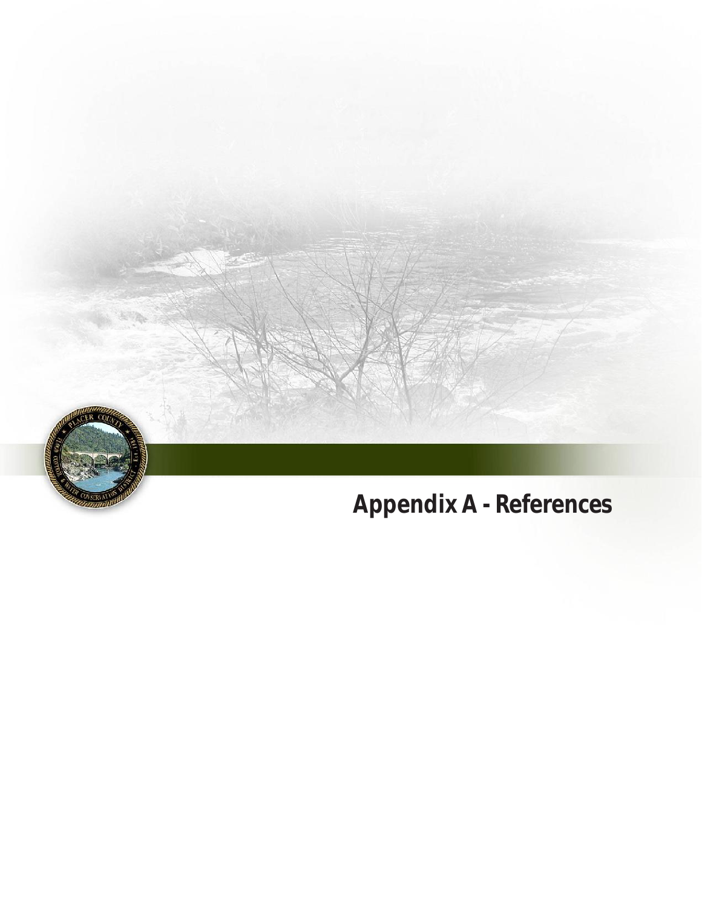# Appendix A - References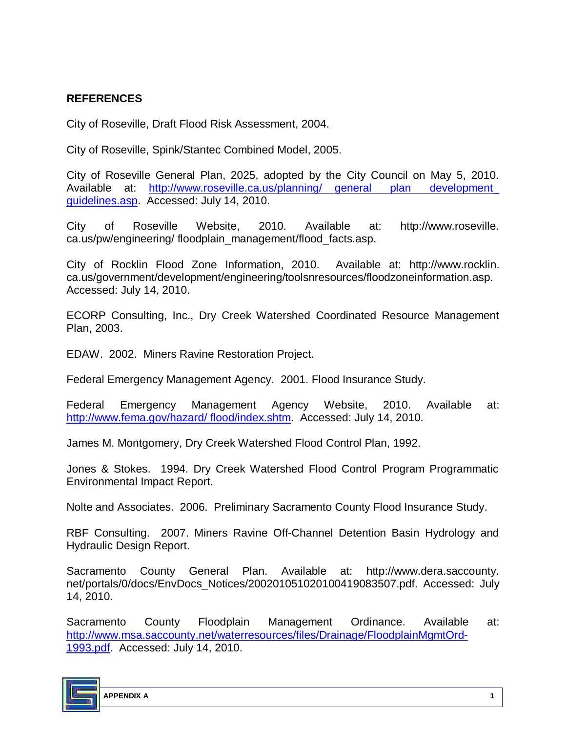## REFERENCES

City of Roseville, Draft Flood Risk Assessment, 2004.

City of Roseville, Spink/Stantec Combined Model, 2005.

City of Roseville General Plan, 2025, adopted by the City Council on May 5, 2010. Available at: http://www.roseville.ca.us/planning/ general plan development_ guidelines.asp. Accessed: July 14, 2010.

City of Roseville Website, 2010. Available at: http://www.roseville. ca.us/pw/engineering/ floodplain_management/flood_facts.asp.

City of Rocklin Flood Zone Information, 2010. Available at: http://www.rocklin. ca.us/government/development/engineering/toolsnresources/floodzoneinformation.asp. Accessed: July 14, 2010.

ECORP Consulting, Inc., Dry Creek Watershed Coordinated Resource Management Plan, 2003.

EDAW. 2002. Miners Ravine Restoration Project.

Federal Emergency Management Agency. 2001. Flood Insurance Study.

Federal Emergency Management Agency Website, 2010. Available at: http://www.fema.gov/hazard/ flood/index.shtm. Accessed: July 14, 2010.

James M. Montgomery, Dry Creek Watershed Flood Control Plan, 1992.

Jones & Stokes. 1994. Dry Creek Watershed Flood Control Program Programmatic Environmental Impact Report.

Nolte and Associates. 2006. Preliminary Sacramento County Flood Insurance Study.

RBF Consulting. 2007. Miners Ravine Off-Channel Detention Basin Hydrology and Hydraulic Design Report.

Sacramento County General Plan. Available at: http://www.dera.saccounty. net/portals/0/docs/EnvDocs_Notices/20020105102010041908350​7.pdf. Accessed: July 14, 2010.

Sacramento County Floodplain Management Ordinance. Available at: http://www.msa.saccounty.net/waterresources/files/Drainage/FloodplainMgmtOrd-1993.pdf. Accessed: July 14, 2010.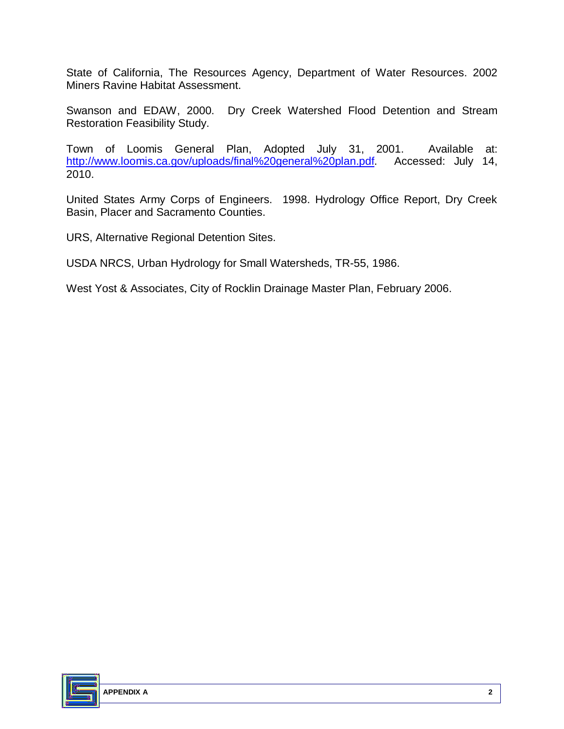State of California, The Resources Agency, Department of Water Resources. 2002 Miners Ravine Habitat Assessment.

Swanson and EDAW, 2000. Dry Creek Watershed Flood Detention and Stream Restoration Feasibility Study.

Town of Loomis General Plan, Adopted July 31, 2001. Available at: http://www.loomis.ca.gov/uploads/final%20general%20plan.pdf. Accessed: July 14, 2010.

United States Army Corps of Engineers. 1998. Hydrology Office Report, Dry Creek Basin, Placer and Sacramento Counties.

URS, Alternative Regional Detention Sites.

USDA NRCS, Urban Hydrology for Small Watersheds, TR-55, 1986.

West Yost & Associates, City of Rocklin Drainage Master Plan, February 2006.